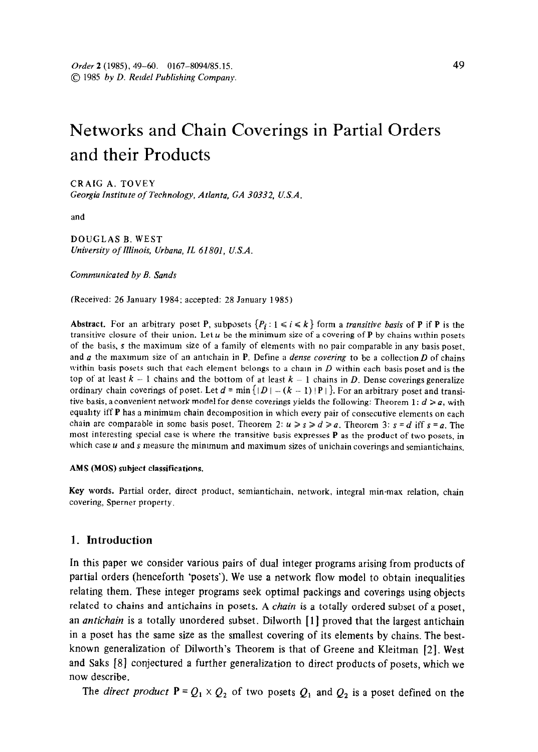# Networks and Chain Coverings in Partial Orders and their Products

CRAIG A. TOVEY

*Georgia Institute of Technology, Atlanta, GA 30332, U.S.A.*

and

DOUGLAS B. WEST

*University of Illinois, Urbana, IL 61801, U.S.A.*

*Communicated by B. Sands*

(Received: 26 January 1984; accepted: 28 January 1985)

**Abstract.** For an arbitrary poset **P**, subposets $\{P_i : 1 \leqslant i \leqslant k\}$ form a *transitive basis* of **P** if **P** is the transitive closure of their union. Let $u$ be the minimum size of a covering of **P** by chains within posets of the basis, $s$ the maximum size of a family of elements with no pair comparable in any basis poset, and $a$ the maximum size of an antichain in **P**. Define a *dense covering* to be a collection $D$ of chains within basis posets such that each element belongs to a chain in $D$ within each basis poset and is the top of at least $k-1$ chains and the bottom of at least $k-1$ chains in $D$. Dense coverings generalize ordinary chain coverings of poset. Let $d = \min\{|D| - (k-1)|\mathbf{P}|\}$. For an arbitrary poset and transitive basis, a convenient network model for dense coverings yields the following: Theorem 1: $d \geqslant a$, with equality iff **P** has a minimum chain decomposition in which every pair of consecutive elements on each chain are comparable in some basis poset. Theorem 2: $u \geqslant s \geqslant d \geqslant a$. Theorem 3: $s = d$ iff $s = a$. The most interesting special case is where the transitive basis expresses **P** as the product of two posets, in which case $u$ and $s$ measure the minimum and maximum sizes of unichain coverings and semiantichains.

**AMS (MOS) subject classifications.**

**Key words.** Partial order, direct product, semiantichain, network, integral min-max relation, chain covering, Sperner property.

## 1. Introduction

In this paper we consider various pairs of dual integer programs arising from products of partial orders (henceforth 'posets'). We use a network flow model to obtain inequalities relating them. These integer programs seek optimal packings and coverings using objects related to chains and antichains in posets. A *chain* is a totally ordered subset of a poset, an *antichain* is a totally unordered subset. Dilworth [1] proved that the largest antichain in a poset has the same size as the smallest covering of its elements by chains. The best-known generalization of Dilworth's Theorem is that of Greene and Kleitman [2]. West and Saks [8] conjectured a further generalization to direct products of posets, which we now describe.

The *direct product* $\mathbf{P} = Q_1 \times Q_2$ of two posets $Q_1$ and $Q_2$ is a poset defined on the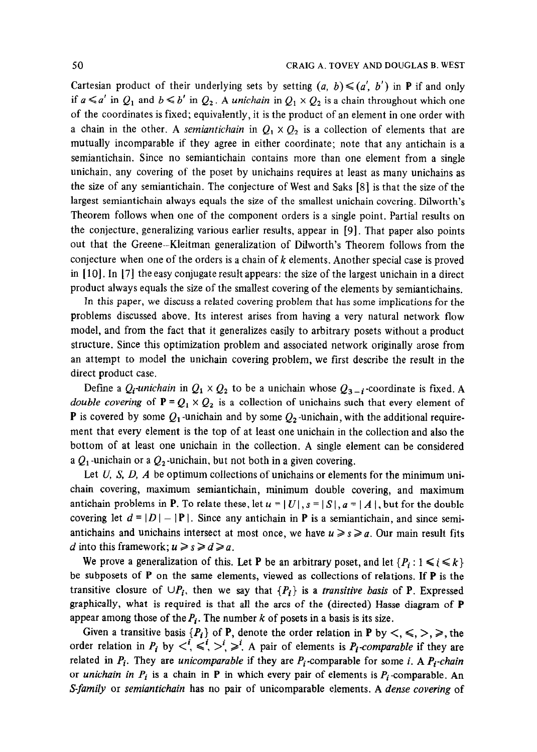Cartesian product of their underlying sets by setting $(a, b) \leqslant (a', b')$ in $\mathbf{P}$ if and only if $a \leqslant a'$ in $Q_1$ and $b \leqslant b'$ in $Q_2$. A *unichain* in $Q_1 \times Q_2$ is a chain throughout which one of the coordinates is fixed; equivalently, it is the product of an element in one order with a chain in the other. A *semiantichain* in $Q_1 \times Q_2$ is a collection of elements that are mutually incomparable if they agree in either coordinate; note that any antichain is a semiantichain. Since no semiantichain contains more than one element from a single unichain, any covering of the poset by unichains requires at least as many unichains as the size of any semiantichain. The conjecture of West and Saks [8] is that the size of the largest semiantichain always equals the size of the smallest unichain covering. Dilworth's Theorem follows when one of the component orders is a single point. Partial results on the conjecture, generalizing various earlier results, appear in [9]. That paper also points out that the Greene–Kleitman generalization of Dilworth's Theorem follows from the conjecture when one of the orders is a chain of $k$ elements. Another special case is proved in [10]. In [7] the easy conjugate result appears: the size of the largest unichain in a direct product always equals the size of the smallest covering of the elements by semiantichains.

In this paper, we discuss a related covering problem that has some implications for the problems discussed above. Its interest arises from having a very natural network flow model, and from the fact that it generalizes easily to arbitrary posets without a product structure. Since this optimization problem and associated network originally arose from an attempt to model the unichain covering problem, we first describe the result in the direct product case.

Define a *$Q_i$-unichain* in $Q_1 \times Q_2$ to be a unichain whose $Q_{3-i}$-coordinate is fixed. A *double covering* of $\mathbf{P} = Q_1 \times Q_2$ is a collection of unichains such that every element of $\mathbf{P}$ is covered by some $Q_1$-unichain and by some $Q_2$-unichain, with the additional requirement that every element is the top of at least one unichain in the collection and also the bottom of at least one unichain in the collection. A single element can be considered a $Q_1$-unichain or a $Q_2$-unichain, but not both in a given covering.

Let $U$, $S$, $D$, $A$ be optimum collections of unichains or elements for the minimum unichain covering, maximum semiantichain, minimum double covering, and maximum antichain problems in $\mathbf{P}$. To relate these, let $u = |U|$, $s = |S|$, $a = |A|$, but for the double covering let $d = |D| - |\mathbf{P}|$. Since any antichain in $\mathbf{P}$ is a semiantichain, and since semiantichains and unichains intersect at most once, we have $u \geqslant s \geqslant a$. Our main result fits $d$ into this framework; $u \geqslant s \geqslant d \geqslant a$.

We prove a generalization of this. Let $\mathbf{P}$ be an arbitrary poset, and let $\{P_i : 1 \leqslant i \leqslant k\}$ be subposets of $\mathbf{P}$ on the same elements, viewed as collections of relations. If $\mathbf{P}$ is the transitive closure of $\cup P_i$, then we say that $\{P_i\}$ is a *transitive basis* of $\mathbf{P}$. Expressed graphically, what is required is that all the arcs of the (directed) Hasse diagram of $\mathbf{P}$ appear among those of the $P_i$. The number $k$ of posets in a basis is its size.

Given a transitive basis $\{P_i\}$ of $\mathbf{P}$, denote the order relation in $\mathbf{P}$ by $<, \leqslant, >, \geqslant$, the order relation in $P_i$ by $<^i, \leqslant^i, >^i, \geqslant^i$. A pair of elements is *$P_i$-comparable* if they are related in $P_i$. They are *unicomparable* if they are $P_i$-comparable for some $i$. A *$P_i$-chain* or *unichain in $P_i$* is a chain in $\mathbf{P}$ in which every pair of elements is $P_i$-comparable. An *S-family* or *semiantichain* has no pair of unicomparable elements. A *dense covering* of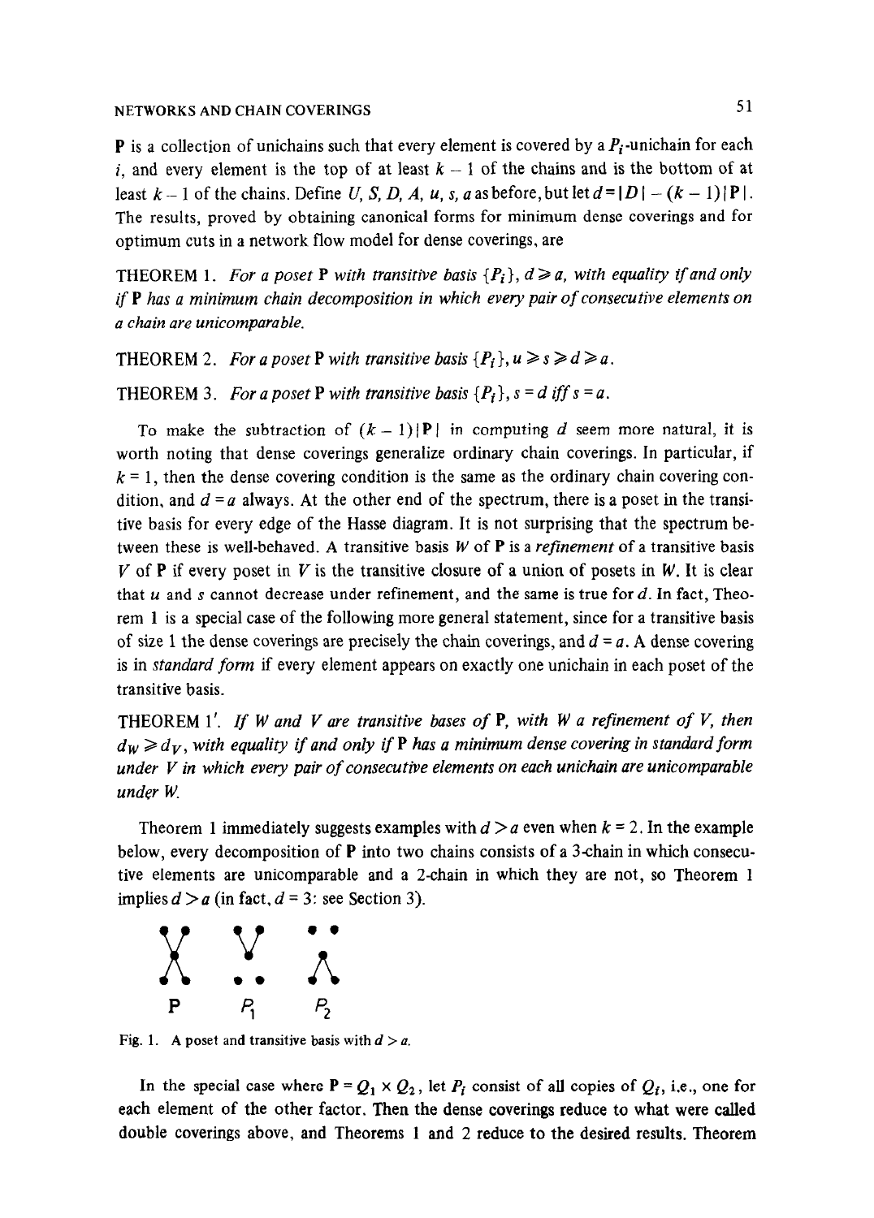**P** is a collection of unichains such that every element is covered by a $P_i$-unichain for each $i$, and every element is the top of at least $k - 1$ of the chains and is the bottom of at least $k - 1$ of the chains. Define $U, S, D, A, u, s, a$ as before, but let $d = |D| - (k - 1)|\mathbf{P}|$. The results, proved by obtaining canonical forms for minimum dense coverings and for optimum cuts in a network flow model for dense coverings, are

THEOREM 1. *For a poset* **P** *with transitive basis* $\{P_i\}$, $d \geqslant a$, *with equality if and only if* **P** *has a minimum chain decomposition in which every pair of consecutive elements on a chain are unicomparable.*

THEOREM 2. *For a poset* **P** *with transitive basis* $\{P_i\}$, $u \geqslant s \geqslant d \geqslant a$.

THEOREM 3. *For a poset* **P** *with transitive basis* $\{P_i\}$, $s = d$ *iff* $s = a$.

To make the subtraction of $(k - 1)|\mathbf{P}|$ in computing $d$ seem more natural, it is worth noting that dense coverings generalize ordinary chain coverings. In particular, if $k = 1$, then the dense covering condition is the same as the ordinary chain covering condition, and $d = a$ always. At the other end of the spectrum, there is a poset in the transitive basis for every edge of the Hasse diagram. It is not surprising that the spectrum between these is well-behaved. A transitive basis $W$ of **P** is a *refinement* of a transitive basis $V$ of **P** if every poset in $V$ is the transitive closure of a union of posets in $W$. It is clear that $u$ and $s$ cannot decrease under refinement, and the same is true for $d$. In fact, Theorem 1 is a special case of the following more general statement, since for a transitive basis of size 1 the dense coverings are precisely the chain coverings, and $d = a$. A dense covering is in *standard form* if every element appears on exactly one unichain in each poset of the transitive basis.

THEOREM 1′. *If* $W$ *and* $V$ *are transitive bases of* **P**, *with* $W$ *a refinement of* $V$, *then* $d_W \geqslant d_V$, *with equality if and only if* **P** *has a minimum dense covering in standard form under* $V$ *in which every pair of consecutive elements on each unichain are unicomparable under* $W$.

Theorem 1 immediately suggests examples with $d > a$ even when $k = 2$. In the example below, every decomposition of **P** into two chains consists of a 3-chain in which consecutive elements are unicomparable and a 2-chain in which they are not, so Theorem 1 implies $d > a$ (in fact, $d = 3$: see Section 3).

**P** $\quad P_1 \quad P_2$

Fig. 1. A poset and transitive basis with $d > a$.

In the special case where $\mathbf{P} = Q_1 \times Q_2$, let $P_i$ consist of all copies of $Q_i$, i.e., one for each element of the other factor. Then the dense coverings reduce to what were called double coverings above, and Theorems 1 and 2 reduce to the desired results. Theorem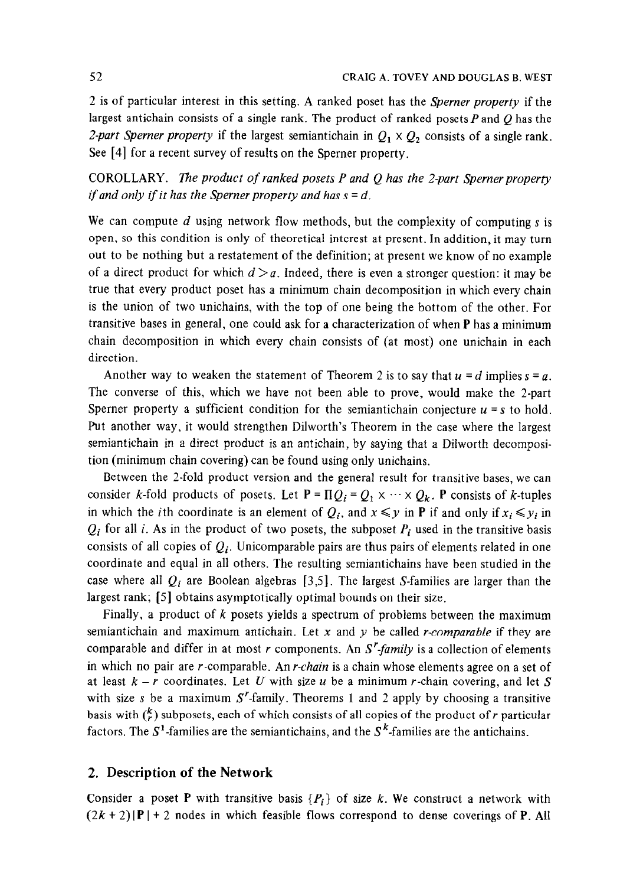2 is of particular interest in this setting. A ranked poset has the *Sperner property* if the largest antichain consists of a single rank. The product of ranked posets $P$ and $Q$ has the *2-part Sperner property* if the largest semiantichain in $Q_1 \times Q_2$ consists of a single rank. See [4] for a recent survey of results on the Sperner property.

COROLLARY. *The product of ranked posets P and Q has the 2-part Sperner property if and only if it has the Sperner property and has $s = d$.*

We can compute $d$ using network flow methods, but the complexity of computing $s$ is open, so this condition is only of theoretical interest at present. In addition, it may turn out to be nothing but a restatement of the definition; at present we know of no example of a direct product for which $d > a$. Indeed, there is even a stronger question: it may be true that every product poset has a minimum chain decomposition in which every chain is the union of two unichains, with the top of one being the bottom of the other. For transitive bases in general, one could ask for a characterization of when $\mathbf{P}$ has a minimum chain decomposition in which every chain consists of (at most) one unichain in each direction.

Another way to weaken the statement of Theorem 2 is to say that $u = d$ implies $s = a$. The converse of this, which we have not been able to prove, would make the 2-part Sperner property a sufficient condition for the semiantichain conjecture $u = s$ to hold. Put another way, it would strengthen Dilworth's Theorem in the case where the largest semiantichain in a direct product is an antichain, by saying that a Dilworth decomposition (minimum chain covering) can be found using only unichains.

Between the 2-fold product version and the general result for transitive bases, we can consider $k$-fold products of posets. Let $\mathbf{P} = \Pi Q_i = Q_1 \times \cdots \times Q_k$. $\mathbf{P}$ consists of $k$-tuples in which the $i$th coordinate is an element of $Q_i$, and $x \leqslant y$ in $\mathbf{P}$ if and only if $x_i \leqslant y_i$ in $Q_i$ for all $i$. As in the product of two posets, the subposet $P_i$ used in the transitive basis consists of all copies of $Q_i$. Unicomparable pairs are thus pairs of elements related in one coordinate and equal in all others. The resulting semiantichains have been studied in the case where all $Q_i$ are Boolean algebras [3,5]. The largest $S$-families are larger than the largest rank; [5] obtains asymptotically optimal bounds on their size.

Finally, a product of $k$ posets yields a spectrum of problems between the maximum semiantichain and maximum antichain. Let $x$ and $y$ be called *r-comparable* if they are comparable and differ in at most $r$ components. An *$S^r$-family* is a collection of elements in which no pair are $r$-comparable. An *r-chain* is a chain whose elements agree on a set of at least $k - r$ coordinates. Let $U$ with size $u$ be a minimum $r$-chain covering, and let $S$ with size $s$ be a maximum $S^r$-family. Theorems 1 and 2 apply by choosing a transitive basis with $\binom{k}{r}$ subposets, each of which consists of all copies of the product of $r$ particular factors. The $S^1$-families are the semiantichains, and the $S^k$-families are the antichains.

## 2. Description of the Network

Consider a poset $\mathbf{P}$ with transitive basis $\{P_i\}$ of size $k$. We construct a network with $(2k + 2)|\mathbf{P}| + 2$ nodes in which feasible flows correspond to dense coverings of $\mathbf{P}$. All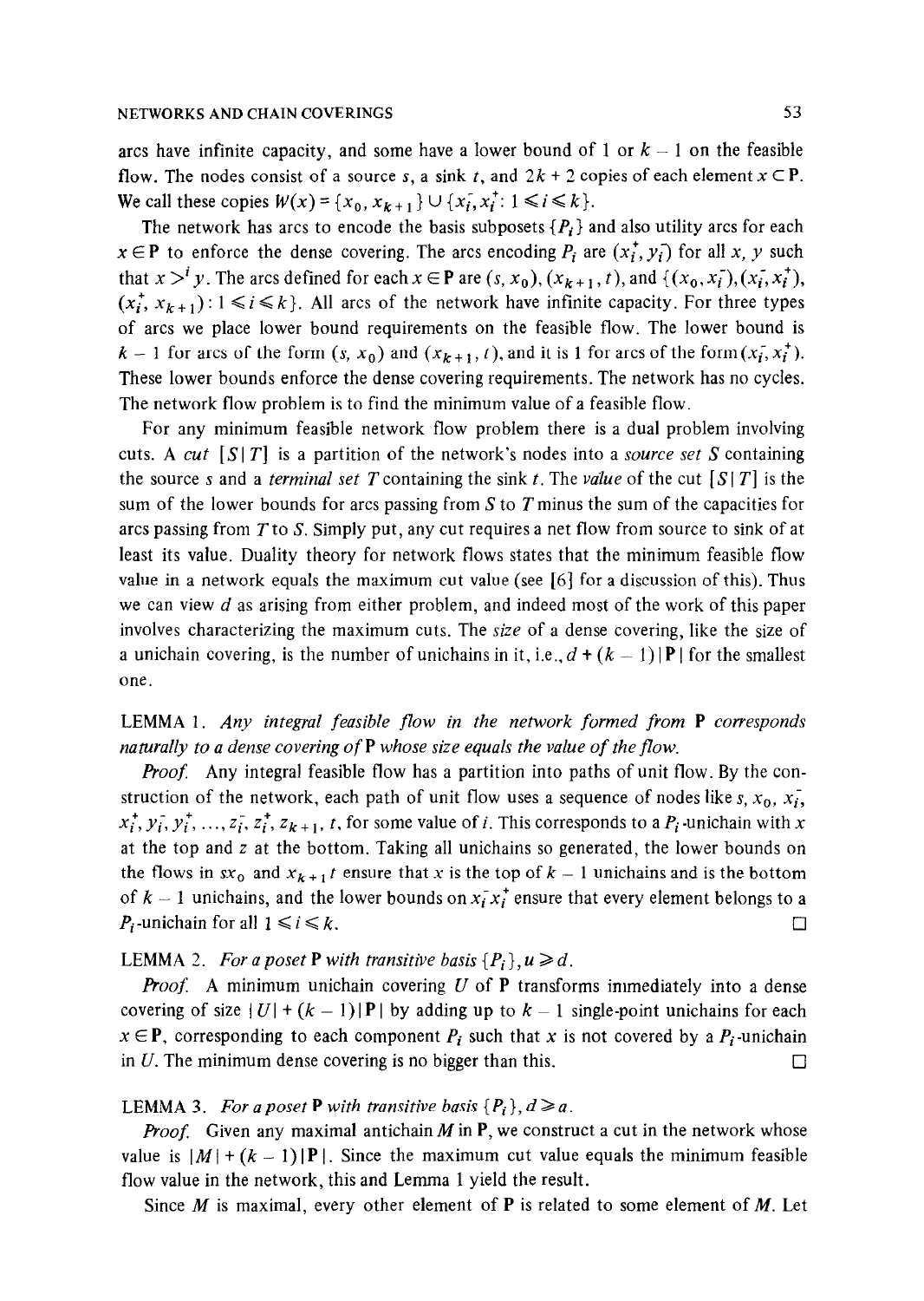arcs have infinite capacity, and some have a lower bound of 1 or $k - 1$ on the feasible flow. The nodes consist of a source $s$, a sink $t$, and $2k + 2$ copies of each element $x \subset \mathbf{P}$. We call these copies $W(x) = \{x_0, x_{k+1}\} \cup \{x_i^-, x_i^+ : 1 \leqslant i \leqslant k\}$.

The network has arcs to encode the basis subposets $\{P_i\}$ and also utility arcs for each $x \in \mathbf{P}$ to enforce the dense covering. The arcs encoding $P_i$ are $(x_i^+, y_i^-)$ for all $x, y$ such that $x >^i y$. The arcs defined for each $x \in \mathbf{P}$ are $(s, x_0)$, $(x_{k+1}, t)$, and $\{(x_0, x_i^-), (x_i^-, x_i^+), (x_i^+, x_{k+1}) : 1 \leqslant i \leqslant k\}$. All arcs of the network have infinite capacity. For three types of arcs we place lower bound requirements on the feasible flow. The lower bound is $k - 1$ for arcs of the form $(s, x_0)$ and $(x_{k+1}, t)$, and it is 1 for arcs of the form $(x_i^-, x_i^+)$. These lower bounds enforce the dense covering requirements. The network has no cycles. The network flow problem is to find the minimum value of a feasible flow.

For any minimum feasible network flow problem there is a dual problem involving cuts. A *cut* $[S \mid T]$ is a partition of the network's nodes into a *source set* $S$ containing the source $s$ and a *terminal set* $T$ containing the sink $t$. The *value* of the cut $[S \mid T]$ is the sum of the lower bounds for arcs passing from $S$ to $T$ minus the sum of the capacities for arcs passing from $T$ to $S$. Simply put, any cut requires a net flow from source to sink of at least its value. Duality theory for network flows states that the minimum feasible flow value in a network equals the maximum cut value (see [6] for a discussion of this). Thus we can view $d$ as arising from either problem, and indeed most of the work of this paper involves characterizing the maximum cuts. The *size* of a dense covering, like the size of a unichain covering, is the number of unichains in it, i.e., $d + (k - 1)|\mathbf{P}|$ for the smallest one.

LEMMA 1. *Any integral feasible flow in the network formed from* $\mathbf{P}$ *corresponds naturally to a dense covering of* $\mathbf{P}$ *whose size equals the value of the flow.*

*Proof.* Any integral feasible flow has a partition into paths of unit flow. By the construction of the network, each path of unit flow uses a sequence of nodes like $s, x_0, x_i^-, x_i^+, y_i^-, y_i^+, \ldots, z_i^-, z_i^+, z_{k+1}, t$, for some value of $i$. This corresponds to a $P_i$-unichain with $x$ at the top and $z$ at the bottom. Taking all unichains so generated, the lower bounds on the flows in $sx_0$ and $x_{k+1}t$ ensure that $x$ is the top of $k - 1$ unichains and is the bottom of $k - 1$ unichains, and the lower bounds on $x_i^- x_i^+$ ensure that every element belongs to a $P_i$-unichain for all $1 \leqslant i \leqslant k$. □

LEMMA 2. *For a poset* $\mathbf{P}$ *with transitive basis* $\{P_i\}$, $u \geqslant d$.

*Proof.* A minimum unichain covering $U$ of $\mathbf{P}$ transforms immediately into a dense covering of size $|U| + (k - 1)|\mathbf{P}|$ by adding up to $k - 1$ single-point unichains for each $x \in \mathbf{P}$, corresponding to each component $P_i$ such that $x$ is not covered by a $P_i$-unichain in $U$. The minimum dense covering is no bigger than this. □

LEMMA 3. *For a poset* $\mathbf{P}$ *with transitive basis* $\{P_i\}$, $d \geqslant a$.

*Proof.* Given any maximal antichain $M$ in $\mathbf{P}$, we construct a cut in the network whose value is $|M| + (k - 1)|\mathbf{P}|$. Since the maximum cut value equals the minimum feasible flow value in the network, this and Lemma 1 yield the result.

Since $M$ is maximal, every other element of $\mathbf{P}$ is related to some element of $M$. Let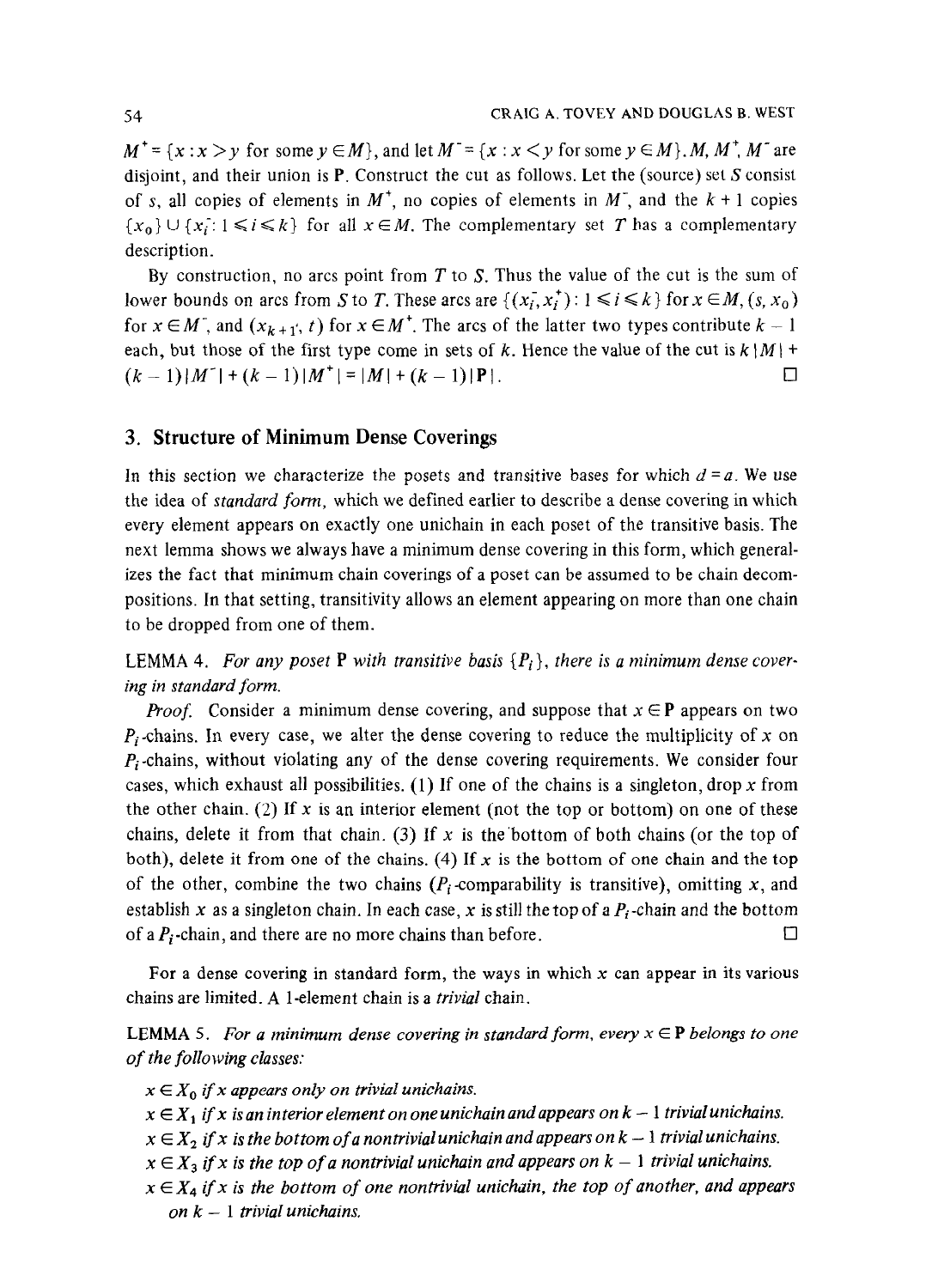$M^+ = \{x : x > y \text{ for some } y \in M\}$, and let $M^- = \{x : x < y \text{ for some } y \in M\}$. $M$, $M^+$, $M^-$ are disjoint, and their union is $\mathbf{P}$. Construct the cut as follows. Let the (source) set $S$ consist of $s$, all copies of elements in $M^+$, no copies of elements in $M^-$, and the $k + 1$ copies $\{x_0\} \cup \{x_i^-: 1 \leqslant i \leqslant k\}$ for all $x \in M$. The complementary set $T$ has a complementary description.

By construction, no arcs point from $T$ to $S$. Thus the value of the cut is the sum of lower bounds on arcs from $S$ to $T$. These arcs are $\{(x_i^-, x_i^+) : 1 \leqslant i \leqslant k\}$ for $x \in M$, $(s, x_0)$ for $x \in M^-$, and $(x_{k+1}, t)$ for $x \in M^+$. The arcs of the latter two types contribute $k - 1$ each, but those of the first type come in sets of $k$. Hence the value of the cut is $k|M| + (k-1)|M^-| + (k-1)|M^+| = |M| + (k-1)|\mathbf{P}|$. □

## 3. Structure of Minimum Dense Coverings

In this section we characterize the posets and transitive bases for which $d = a$. We use the idea of *standard form*, which we defined earlier to describe a dense covering in which every element appears on exactly one unichain in each poset of the transitive basis. The next lemma shows we always have a minimum dense covering in this form, which generalizes the fact that minimum chain coverings of a poset can be assumed to be chain decompositions. In that setting, transitivity allows an element appearing on more than one chain to be dropped from one of them.

LEMMA 4. *For any poset* $\mathbf{P}$ *with transitive basis* $\{P_i\}$, *there is a minimum dense covering in standard form.*

*Proof.* Consider a minimum dense covering, and suppose that $x \in \mathbf{P}$ appears on two $P_i$-chains. In every case, we alter the dense covering to reduce the multiplicity of $x$ on $P_i$-chains, without violating any of the dense covering requirements. We consider four cases, which exhaust all possibilities. (1) If one of the chains is a singleton, drop $x$ from the other chain. (2) If $x$ is an interior element (not the top or bottom) on one of these chains, delete it from that chain. (3) If $x$ is the bottom of both chains (or the top of both), delete it from one of the chains. (4) If $x$ is the bottom of one chain and the top of the other, combine the two chains ($P_i$-comparability is transitive), omitting $x$, and establish $x$ as a singleton chain. In each case, $x$ is still the top of a $P_i$-chain and the bottom of a $P_i$-chain, and there are no more chains than before. □

For a dense covering in standard form, the ways in which $x$ can appear in its various chains are limited. A 1-element chain is a *trivial* chain.

LEMMA 5. *For a minimum dense covering in standard form, every* $x \in \mathbf{P}$ *belongs to one of the following classes:*

- $x \in X_0$ *if* $x$ *appears only on trivial unichains.*
- $x \in X_1$ *if* $x$ *is an interior element on one unichain and appears on* $k - 1$ *trivial unichains.*
- $x \in X_2$ *if* $x$ *is the bottom of a nontrivial unichain and appears on* $k - 1$ *trivial unichains.*
- $x \in X_3$ *if* $x$ *is the top of a nontrivial unichain and appears on* $k - 1$ *trivial unichains.*
- $x \in X_4$ *if* $x$ *is the bottom of one nontrivial unichain, the top of another, and appears on* $k - 1$ *trivial unichains.*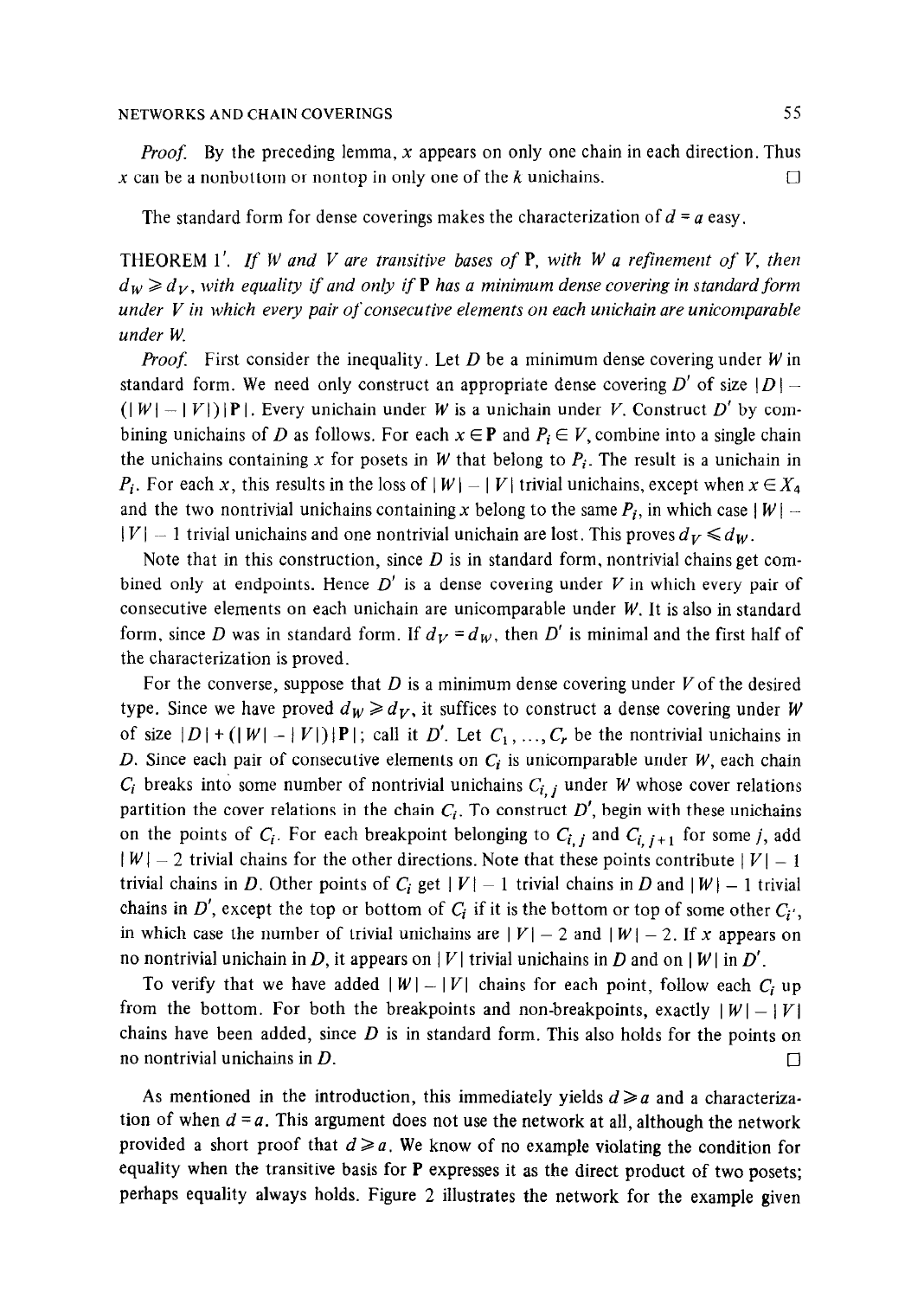*Proof.* By the preceding lemma, $x$ appears on only one chain in each direction. Thus $x$ can be a nonbottom or nontop in only one of the $k$ unichains. $\square$

The standard form for dense coverings makes the characterization of $d = a$ easy.

THEOREM 1′. *If $W$ and $V$ are transitive bases of* **P**, *with $W$ a refinement of $V$, then $d_W \geqslant d_V$, with equality if and only if* **P** *has a minimum dense covering in standard form under $V$ in which every pair of consecutive elements on each unichain are unicomparable under $W$.*

*Proof.* First consider the inequality. Let $D$ be a minimum dense covering under $W$ in standard form. We need only construct an appropriate dense covering $D'$ of size $|D| - (|W| - |V|)|\mathbf{P}|$. Every unichain under $W$ is a unichain under $V$. Construct $D'$ by combining unichains of $D$ as follows. For each $x \in \mathbf{P}$ and $P_i \in V$, combine into a single chain the unichains containing $x$ for posets in $W$ that belong to $P_i$. The result is a unichain in $P_i$. For each $x$, this results in the loss of $|W| - |V|$ trivial unichains, except when $x \in X_4$ and the two nontrivial unichains containing $x$ belong to the same $P_i$, in which case $|W| - |V| - 1$ trivial unichains and one nontrivial unichain are lost. This proves $d_V \leqslant d_W$.

Note that in this construction, since $D$ is in standard form, nontrivial chains get combined only at endpoints. Hence $D'$ is a dense covering under $V$ in which every pair of consecutive elements on each unichain are unicomparable under $W$. It is also in standard form, since $D$ was in standard form. If $d_V = d_W$, then $D'$ is minimal and the first half of the characterization is proved.

For the converse, suppose that $D$ is a minimum dense covering under $V$ of the desired type. Since we have proved $d_W \geqslant d_V$, it suffices to construct a dense covering under $W$ of size $|D| + (|W| - |V|)|\mathbf{P}|$; call it $D'$. Let $C_1, \ldots, C_r$ be the nontrivial unichains in $D$. Since each pair of consecutive elements on $C_i$ is unicomparable under $W$, each chain $C_i$ breaks into some number of nontrivial unichains $C_{i,j}$ under $W$ whose cover relations partition the cover relations in the chain $C_i$. To construct $D'$, begin with these unichains on the points of $C_i$. For each breakpoint belonging to $C_{i,j}$ and $C_{i,j+1}$ for some $j$, add $|W| - 2$ trivial chains for the other directions. Note that these points contribute $|V| - 1$ trivial chains in $D$. Other points of $C_i$ get $|V| - 1$ trivial chains in $D$ and $|W| - 1$ trivial chains in $D'$, except the top or bottom of $C_i$ if it is the bottom or top of some other $C_{i'}$, in which case the number of trivial unichains are $|V| - 2$ and $|W| - 2$. If $x$ appears on no nontrivial unichain in $D$, it appears on $|V|$ trivial unichains in $D$ and on $|W|$ in $D'$.

To verify that we have added $|W| - |V|$ chains for each point, follow each $C_i$ up from the bottom. For both the breakpoints and non-breakpoints, exactly $|W| - |V|$ chains have been added, since $D$ is in standard form. This also holds for the points on no nontrivial unichains in $D$. $\square$

As mentioned in the introduction, this immediately yields $d \geqslant a$ and a characterization of when $d = a$. This argument does not use the network at all, although the network provided a short proof that $d \geqslant a$. We know of no example violating the condition for equality when the transitive basis for **P** expresses it as the direct product of two posets; perhaps equality always holds. Figure 2 illustrates the network for the example given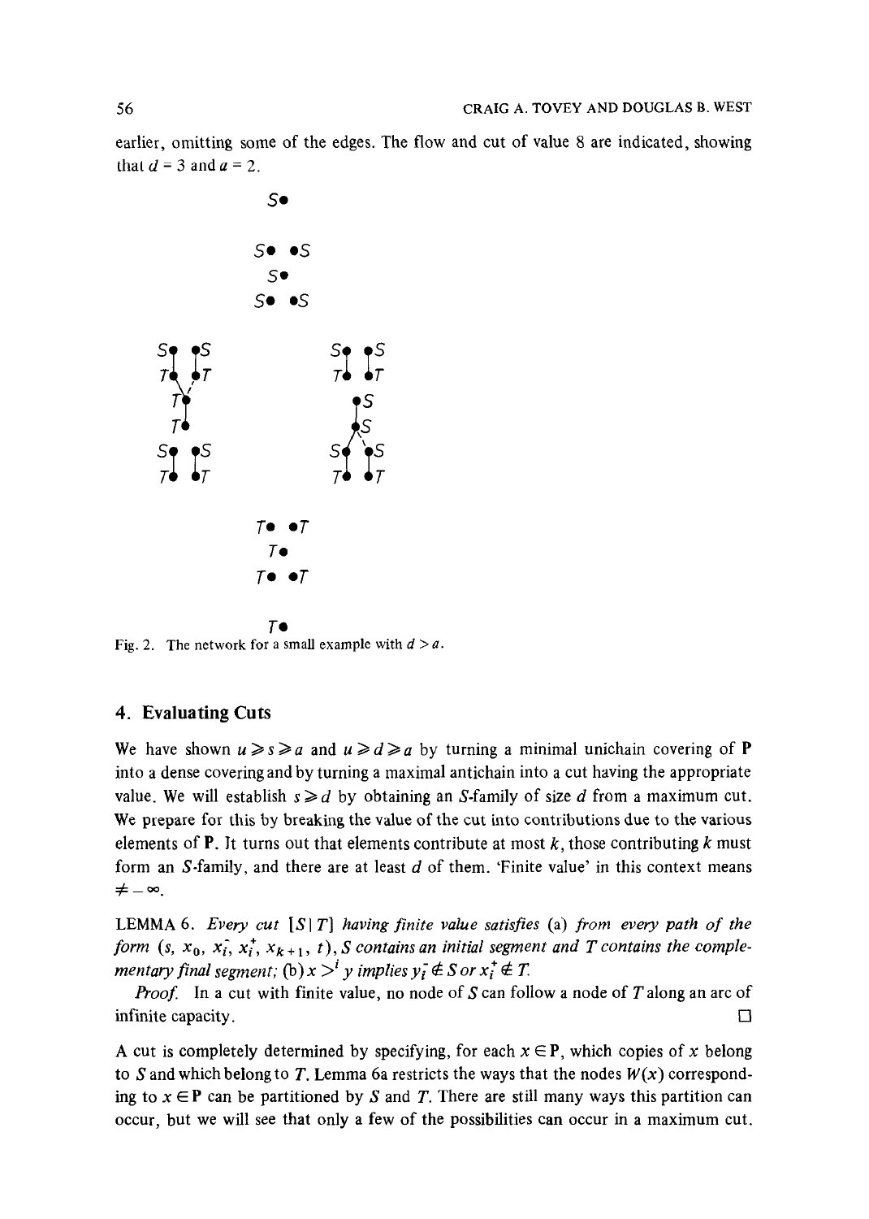earlier, omitting some of the edges. The flow and cut of value 8 are indicated, showing that $d = 3$ and $a = 2$.

Fig. 2. The network for a small example with $d > a$.

## 4. Evaluating Cuts

We have shown $u \geqslant s \geqslant a$ and $u \geqslant d \geqslant a$ by turning a minimal unichain covering of $\mathbf{P}$ into a dense covering and by turning a maximal antichain into a cut having the appropriate value. We will establish $s \geqslant d$ by obtaining an $S$-family of size $d$ from a maximum cut. We prepare for this by breaking the value of the cut into contributions due to the various elements of $\mathbf{P}$. It turns out that elements contribute at most $k$, those contributing $k$ must form an $S$-family, and there are at least $d$ of them. 'Finite value' in this context means $\neq -\infty$.

LEMMA 6. *Every cut* $[S \mid T]$ *having finite value satisfies* (a) *from every path of the form* $(s, x_0, x_i^-, x_i^+, x_{k+1}, t)$, $S$ *contains an initial segment and* $T$ *contains the complementary final segment;* (b) $x >^i y$ *implies* $y_i^- \notin S$ *or* $x_i^+ \notin T$.

*Proof.* In a cut with finite value, no node of $S$ can follow a node of $T$ along an arc of infinite capacity. □

A cut is completely determined by specifying, for each $x \in \mathbf{P}$, which copies of $x$ belong to $S$ and which belong to $T$. Lemma 6a restricts the ways that the nodes $W(x)$ corresponding to $x \in \mathbf{P}$ can be partitioned by $S$ and $T$. There are still many ways this partition can occur, but we will see that only a few of the possibilities can occur in a maximum cut.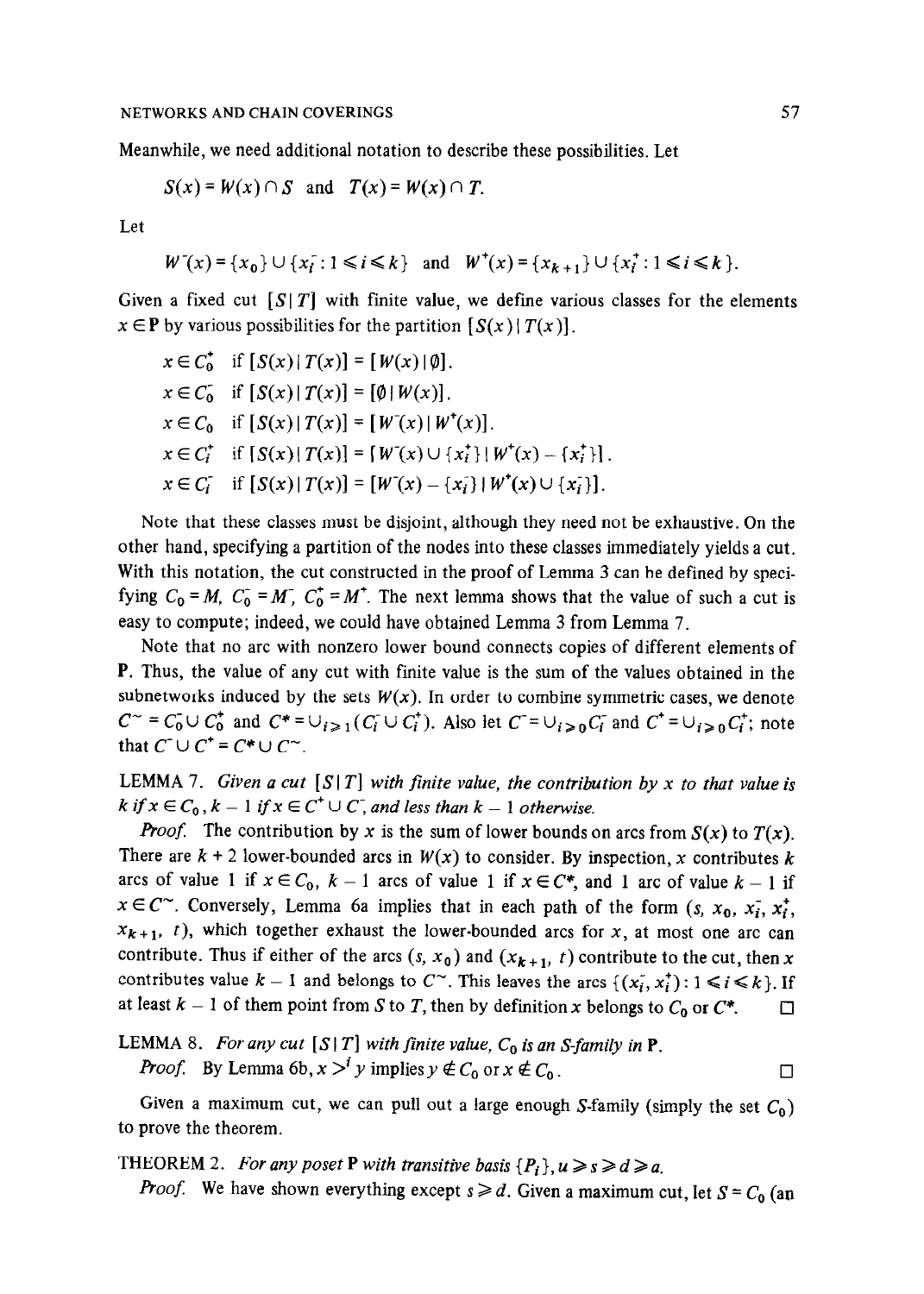Meanwhile, we need additional notation to describe these possibilities. Let

$$S(x) = W(x) \cap S \quad \text{and} \quad T(x) = W(x) \cap T.$$

Let

$$W^-(x) = \{x_0\} \cup \{x_i^- : 1 \leqslant i \leqslant k\} \quad \text{and} \quad W^+(x) = \{x_{k+1}\} \cup \{x_i^+ : 1 \leqslant i \leqslant k\}.$$

Given a fixed cut $[S \mid T]$ with finite value, we define various classes for the elements $x \in \mathbf{P}$ by various possibilities for the partition $[S(x) \mid T(x)]$.

$x \in C_0^+$ if $[S(x) \mid T(x)] = [W(x) \mid \emptyset]$.

$x \in C_0^-$ if $[S(x) \mid T(x)] = [\emptyset \mid W(x)]$.

$x \in C_0$ if $[S(x) \mid T(x)] = [W^-(x) \mid W^+(x)]$.

$x \in C_i^+$ if $[S(x) \mid T(x)] = [W^-(x) \cup \{x_i^+\} \mid W^+(x) - \{x_i^+\}]$.

$x \in C_i^-$ if $[S(x) \mid T(x)] = [W^-(x) - \{x_i^-\} \mid W^+(x) \cup \{x_i^-\}]$.

Note that these classes must be disjoint, although they need not be exhaustive. On the other hand, specifying a partition of the nodes into these classes immediately yields a cut. With this notation, the cut constructed in the proof of Lemma 3 can be defined by specifying $C_0 = M$, $C_0^- = M^-$, $C_0^+ = M^+$. The next lemma shows that the value of such a cut is easy to compute; indeed, we could have obtained Lemma 3 from Lemma 7.

Note that no arc with nonzero lower bound connects copies of different elements of $\mathbf{P}$. Thus, the value of any cut with finite value is the sum of the values obtained in the subnetworks induced by the sets $W(x)$. In order to combine symmetric cases, we denote $C^\sim = C_0^- \cup C_0^+$ and $C^* = \cup_{i \geqslant 1}(C_i^- \cup C_i^+)$. Also let $C^- = \cup_{i \geqslant 0} C_i^-$ and $C^+ = \cup_{i \geqslant 0} C_i^+$; note that $C^- \cup C^+ = C^* \cup C^\sim$.

LEMMA 7. *Given a cut $[S \mid T]$ with finite value, the contribution by $x$ to that value is $k$ if $x \in C_0$, $k-1$ if $x \in C^+ \cup C^-$, and less than $k-1$ otherwise.*

*Proof.* The contribution by $x$ is the sum of lower bounds on arcs from $S(x)$ to $T(x)$. There are $k+2$ lower-bounded arcs in $W(x)$ to consider. By inspection, $x$ contributes $k$ arcs of value 1 if $x \in C_0$, $k-1$ arcs of value 1 if $x \in C^*$, and 1 arc of value $k-1$ if $x \in C^\sim$. Conversely, Lemma 6a implies that in each path of the form $(s, x_0, x_i^-, x_i^+, x_{k+1}, t)$, which together exhaust the lower-bounded arcs for $x$, at most one arc can contribute. Thus if either of the arcs $(s, x_0)$ and $(x_{k+1}, t)$ contribute to the cut, then $x$ contributes value $k-1$ and belongs to $C^\sim$. This leaves the arcs $\{(x_i^-, x_i^+) : 1 \leqslant i \leqslant k\}$. If at least $k-1$ of them point from $S$ to $T$, then by definition $x$ belongs to $C_0$ or $C^*$. □

LEMMA 8. *For any cut $[S \mid T]$ with finite value, $C_0$ is an S-family in $\mathbf{P}$.*

*Proof.* By Lemma 6b, $x >^i y$ implies $y \notin C_0$ or $x \notin C_0$. □

Given a maximum cut, we can pull out a large enough $S$-family (simply the set $C_0$) to prove the theorem.

THEOREM 2. *For any poset $\mathbf{P}$ with transitive basis $\{P_i\}$, $u \geqslant s \geqslant d \geqslant a$.*

*Proof.* We have shown everything except $s \geqslant d$. Given a maximum cut, let $S = C_0$ (an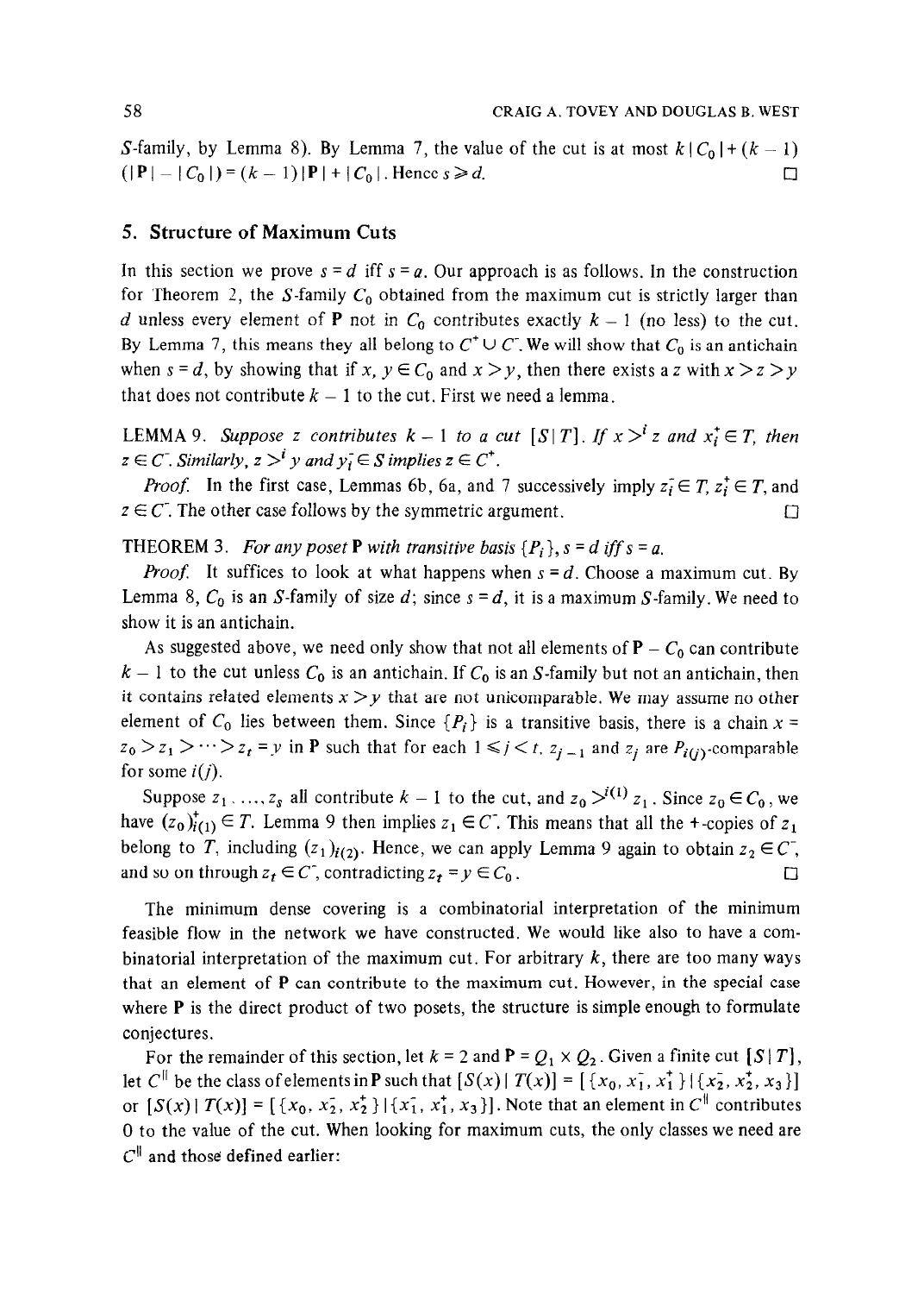$S$-family, by Lemma 8). By Lemma 7, the value of the cut is at most $k|C_0| + (k-1)(|\mathbf{P}| - |C_0|) = (k-1)|\mathbf{P}| + |C_0|$. Hence $s \geqslant d$. □

## 5. Structure of Maximum Cuts

In this section we prove $s = d$ iff $s = a$. Our approach is as follows. In the construction for Theorem 2, the $S$-family $C_0$ obtained from the maximum cut is strictly larger than $d$ unless every element of $\mathbf{P}$ not in $C_0$ contributes exactly $k - 1$ (no less) to the cut. By Lemma 7, this means they all belong to $C^+ \cup C^-$. We will show that $C_0$ is an antichain when $s = d$, by showing that if $x, y \in C_0$ and $x > y$, then there exists a $z$ with $x > z > y$ that does not contribute $k - 1$ to the cut. First we need a lemma.

LEMMA 9. *Suppose $z$ contributes $k - 1$ to a cut $[S|T]$. If $x >^i z$ and $x_i^+ \in T$, then $z \in C^-$. Similarly, $z >^i y$ and $y_i^- \in S$ implies $z \in C^+$.*

*Proof.* In the first case, Lemmas 6b, 6a, and 7 successively imply $z_i^- \in T$, $z_i^+ \in T$, and $z \in C^-$. The other case follows by the symmetric argument. □

THEOREM 3. *For any poset $\mathbf{P}$ with transitive basis $\{P_i\}$, $s = d$ iff $s = a$.*

*Proof.* It suffices to look at what happens when $s = d$. Choose a maximum cut. By Lemma 8, $C_0$ is an $S$-family of size $d$; since $s = d$, it is a maximum $S$-family. We need to show it is an antichain.

As suggested above, we need only show that not all elements of $\mathbf{P} - C_0$ can contribute $k - 1$ to the cut unless $C_0$ is an antichain. If $C_0$ is an $S$-family but not an antichain, then it contains related elements $x > y$ that are not unicomparable. We may assume no other element of $C_0$ lies between them. Since $\{P_i\}$ is a transitive basis, there is a chain $x = z_0 > z_1 > \cdots > z_t = y$ in $\mathbf{P}$ such that for each $1 \leqslant j < t$, $z_{j-1}$ and $z_j$ are $P_{i(j)}$-comparable for some $i(j)$.

Suppose $z_1, \ldots, z_s$ all contribute $k - 1$ to the cut, and $z_0 >^{i(1)} z_1$. Since $z_0 \in C_0$, we have $(z_0)_{i(1)}^+ \in T$. Lemma 9 then implies $z_1 \in C^-$. This means that all the $+$-copies of $z_1$ belong to $T$, including $(z_1)_{i(2)}$. Hence, we can apply Lemma 9 again to obtain $z_2 \in C^-$, and so on through $z_t \in C^-$, contradicting $z_t = y \in C_0$. □

The minimum dense covering is a combinatorial interpretation of the minimum feasible flow in the network we have constructed. We would like also to have a combinatorial interpretation of the maximum cut. For arbitrary $k$, there are too many ways that an element of $\mathbf{P}$ can contribute to the maximum cut. However, in the special case where $\mathbf{P}$ is the direct product of two posets, the structure is simple enough to formulate conjectures.

For the remainder of this section, let $k = 2$ and $\mathbf{P} = Q_1 \times Q_2$. Given a finite cut $[S|T]$, let $C^{\|}$ be the class of elements in $\mathbf{P}$ such that $[S(x)|T(x)] = [\{x_0, x_1^-, x_1^+\}|\{x_2^-, x_2^+, x_3\}]$ or $[S(x)|T(x)] = [\{x_0, x_2^-, x_2^+\}|\{x_1^-, x_1^+, x_3\}]$. Note that an element in $C^{\|}$ contributes 0 to the value of the cut. When looking for maximum cuts, the only classes we need are $C^{\|}$ and those defined earlier: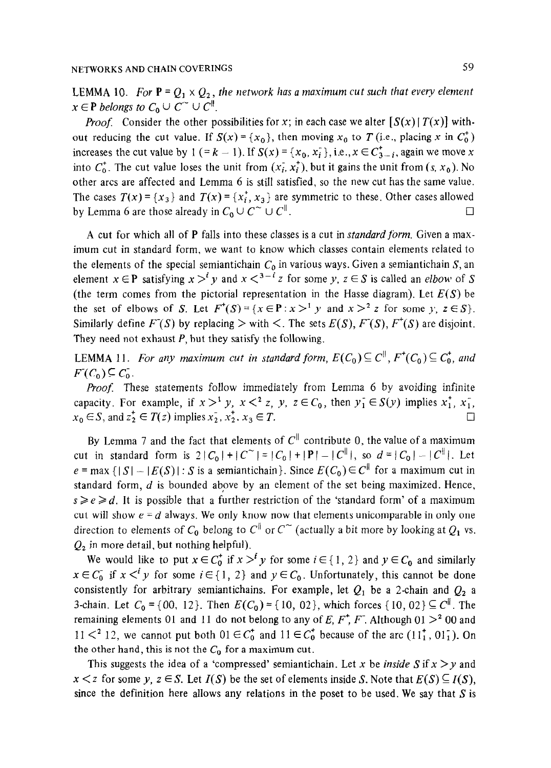LEMMA 10. *For* $\mathbf{P} = Q_1 \times Q_2$, *the network has a maximum cut such that every element* $x \in \mathbf{P}$ *belongs to* $C_0 \cup C^{\sim} \cup C^{\parallel}$.

*Proof.* Consider the other possibilities for $x$; in each case we alter $[S(x) \mid T(x)]$ without reducing the cut value. If $S(x) = \{x_0\}$, then moving $x_0$ to $T$ (i.e., placing $x$ in $C_0^+$) increases the cut value by 1 $(= k - 1)$. If $S(x) = \{x_0, x_i^-\}$, i.e., $x \in C_{3-i}^+$, again we move $x$ into $C_0^+$. The cut value loses the unit from $(x_i^-, x_i^+)$, but it gains the unit from $(s, x_0)$. No other arcs are affected and Lemma 6 is still satisfied, so the new cut has the same value. The cases $T(x) = \{x_3\}$ and $T(x) = \{x_i^+, x_3\}$ are symmetric to these. Other cases allowed by Lemma 6 are those already in $C_0 \cup C^{\sim} \cup C^{\parallel}$. □

A cut for which all of $\mathbf{P}$ falls into these classes is a cut in *standard form*. Given a maximum cut in standard form, we want to know which classes contain elements related to the elements of the special semiantichain $C_0$ in various ways. Given a semiantichain $S$, an element $x \in \mathbf{P}$ satisfying $x >^i y$ and $x <^{3-i} z$ for some $y, z \in S$ is called an *elbow* of $S$ (the term comes from the pictorial representation in the Hasse diagram). Let $E(S)$ be the set of elbows of $S$. Let $F^+(S) = \{x \in \mathbf{P} : x >^1 y$ and $x >^2 z$ for some $y, z \in S\}$. Similarly define $F^-(S)$ by replacing $>$ with $<$. The sets $E(S)$, $F^-(S)$, $F^+(S)$ are disjoint. They need not exhaust $P$, but they satisfy the following.

LEMMA 11. *For any maximum cut in standard form,* $E(C_0) \subseteq C^{\parallel}$, $F^+(C_0) \subseteq C_0^+$, *and* $F^-(C_0) \subseteq C_0^-$.

*Proof.* These statements follow immediately from Lemma 6 by avoiding infinite capacity. For example, if $x >^1 y$, $x <^2 z$, $y, z \in C_0$, then $y_1^- \in S(y)$ implies $x_1^+, x_1^-, x_0 \in S$, and $z_2^+ \in T(z)$ implies $x_2^-, x_2^+, x_3 \in T$. □

By Lemma 7 and the fact that elements of $C^{\parallel}$ contribute 0, the value of a maximum cut in standard form is $2|C_0| + |C^{\sim}| = |C_0| + |\mathbf{P}| - |C^{\parallel}|$, so $d = |C_0| - |C^{\parallel}|$. Let $e = \max\{|S| - |E(S)| : S$ is a semiantichain$\}$. Since $E(C_0) \in C^{\parallel}$ for a maximum cut in standard form, $d$ is bounded above by an element of the set being maximized. Hence, $s \geqslant e \geqslant d$. It is possible that a further restriction of the 'standard form' of a maximum cut will show $e = d$ always. We only know now that elements unicomparable in only one direction to elements of $C_0$ belong to $C^{\parallel}$ or $C^{\sim}$ (actually a bit more by looking at $Q_1$ vs. $Q_2$ in more detail, but nothing helpful).

We would like to put $x \in C_0^+$ if $x >^i y$ for some $i \in \{1, 2\}$ and $y \in C_0$ and similarly $x \in C_0^-$ if $x <^i y$ for some $i \in \{1, 2\}$ and $y \in C_0$. Unfortunately, this cannot be done consistently for arbitrary semiantichains. For example, let $Q_1$ be a 2-chain and $Q_2$ a 3-chain. Let $C_0 = \{00, 12\}$. Then $E(C_0) = \{10, 02\}$, which forces $\{10, 02\} \subseteq C^{\parallel}$. The remaining elements 01 and 11 do not belong to any of $E$, $F^+$, $F^-$. Although $01 >^2 00$ and $11 <^2 12$, we cannot put both $01 \in C_0^+$ and $11 \in C_0^-$ because of the arc $(11_1^+, 01_1^-)$. On the other hand, this is not the $C_0$ for a maximum cut.

This suggests the idea of a 'compressed' semiantichain. Let $x$ be *inside* $S$ if $x > y$ and $x < z$ for some $y, z \in S$. Let $I(S)$ be the set of elements inside $S$. Note that $E(S) \subseteq I(S)$, since the definition here allows any relations in the poset to be used. We say that $S$ is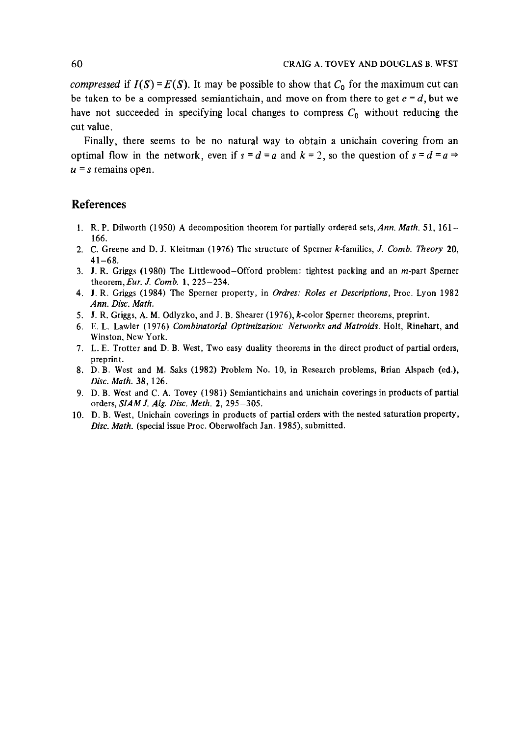*compressed* if $I(S) = E(S)$. It may be possible to show that $C_0$ for the maximum cut can be taken to be a compressed semiantichain, and move on from there to get $e = d$, but we have not succeeded in specifying local changes to compress $C_0$ without reducing the cut value.

Finally, there seems to be no natural way to obtain a unichain covering from an optimal flow in the network, even if $s = d = a$ and $k = 2$, so the question of $s = d = a \Rightarrow u = s$ remains open.

## References

1. R. P. Dilworth (1950) A decomposition theorem for partially ordered sets, *Ann. Math.* **51**, 161–166.
2. C. Greene and D. J. Kleitman (1976) The structure of Sperner *k*-families, *J. Comb. Theory* **20**, 41–68.
3. J. R. Griggs (1980) The Littlewood–Offord problem: tightest packing and an *m*-part Sperner theorem, *Eur. J. Comb.* **1**, 225–234.
4. J. R. Griggs (1984) The Sperner property, in *Ordres: Roles et Descriptions*, Proc. Lyon 1982 *Ann. Disc. Math.*
5. J. R. Griggs, A. M. Odlyzko, and J. B. Shearer (1976), *k*-color Sperner theorems, preprint.
6. E. L. Lawler (1976) *Combinatorial Optimization: Networks and Matroids*. Holt, Rinehart, and Winston, New York.
7. L. E. Trotter and D. B. West, Two easy duality theorems in the direct product of partial orders, preprint.
8. D. B. West and M. Saks (1982) Problem No. 10, in Research problems, Brian Alspach (ed.), *Disc. Math.* **38**, 126.
9. D. B. West and C. A. Tovey (1981) Semiantichains and unichain coverings in products of partial orders, *SIAM J. Alg. Disc. Meth.* **2**, 295–305.
10. D. B. West, Unichain coverings in products of partial orders with the nested saturation property, *Disc. Math.* (special issue Proc. Oberwolfach Jan. 1985), submitted.